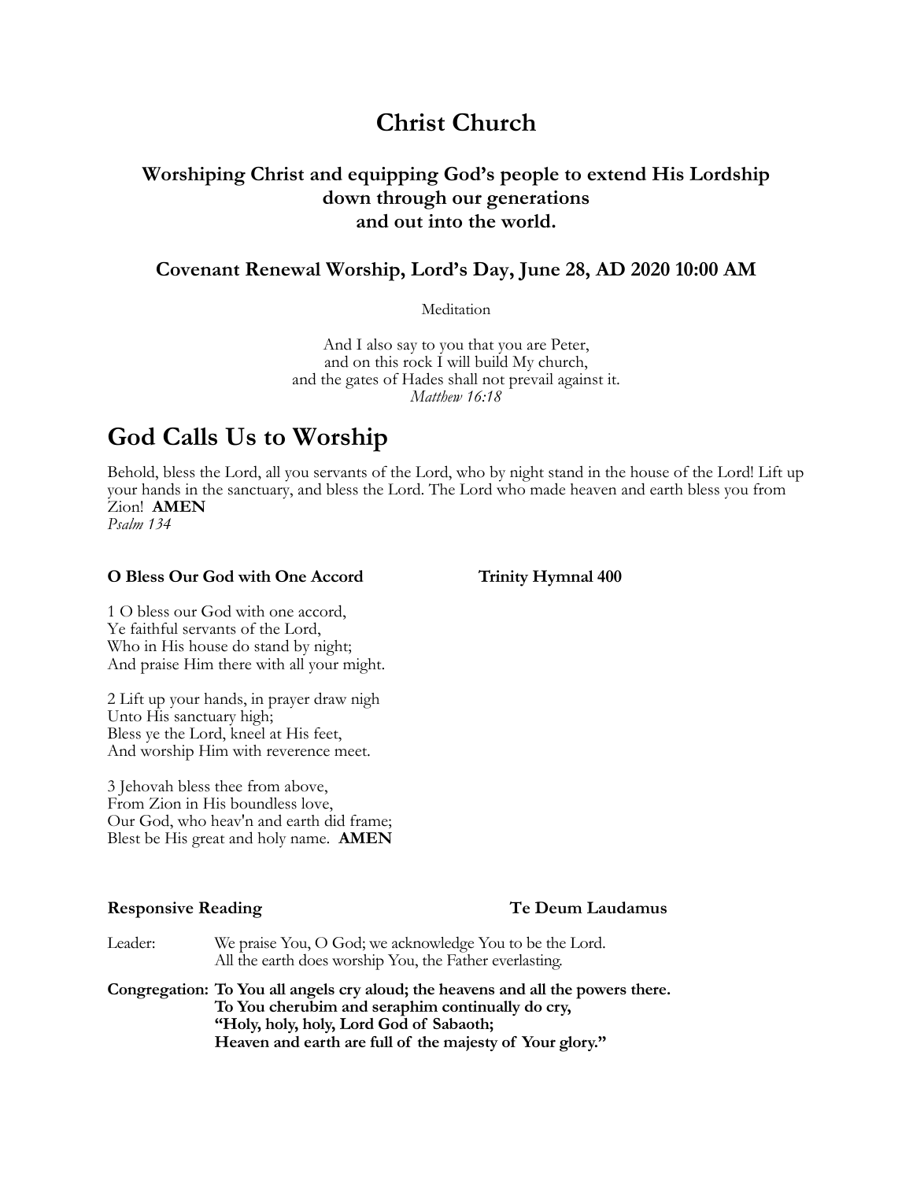# Christ Church

### Worshiping Christ and equipping God's people to extend His Lordship down through our generations and out into the world.

### Covenant Renewal Worship, Lord's Day, June 28, AD 2020 10:00 AM

Meditation

And I also say to you that you are Peter,  
and on this rock I will build My church,  
and the gates of Hades shall not prevail against it.  
*Matthew 16:18*

## God Calls Us to Worship

Behold, bless the Lord, all you servants of the Lord, who by night stand in the house of the Lord! Lift up your hands in the sanctuary, and bless the Lord. The Lord who made heaven and earth bless you from Zion! **AMEN**  
*Psalm 134*

**O Bless Our God with One Accord** — **Trinity Hymnal 400**

1 O bless our God with one accord,  
Ye faithful servants of the Lord,  
Who in His house do stand by night;  
And praise Him there with all your might.

2 Lift up your hands, in prayer draw nigh  
Unto His sanctuary high;  
Bless ye the Lord, kneel at His feet,  
And worship Him with reverence meet.

3 Jehovah bless thee from above,  
From Zion in His boundless love,  
Our God, who heav'n and earth did frame;  
Blest be His great and holy name. **AMEN**

**Responsive Reading** — **Te Deum Laudamus**

Leader: We praise You, O God; we acknowledge You to be the Lord.  
All the earth does worship You, the Father everlasting.

**Congregation: To You all angels cry aloud; the heavens and all the powers there.  
To You cherubim and seraphim continually do cry,  
"Holy, holy, holy, Lord God of Sabaoth;  
Heaven and earth are full of the majesty of Your glory."**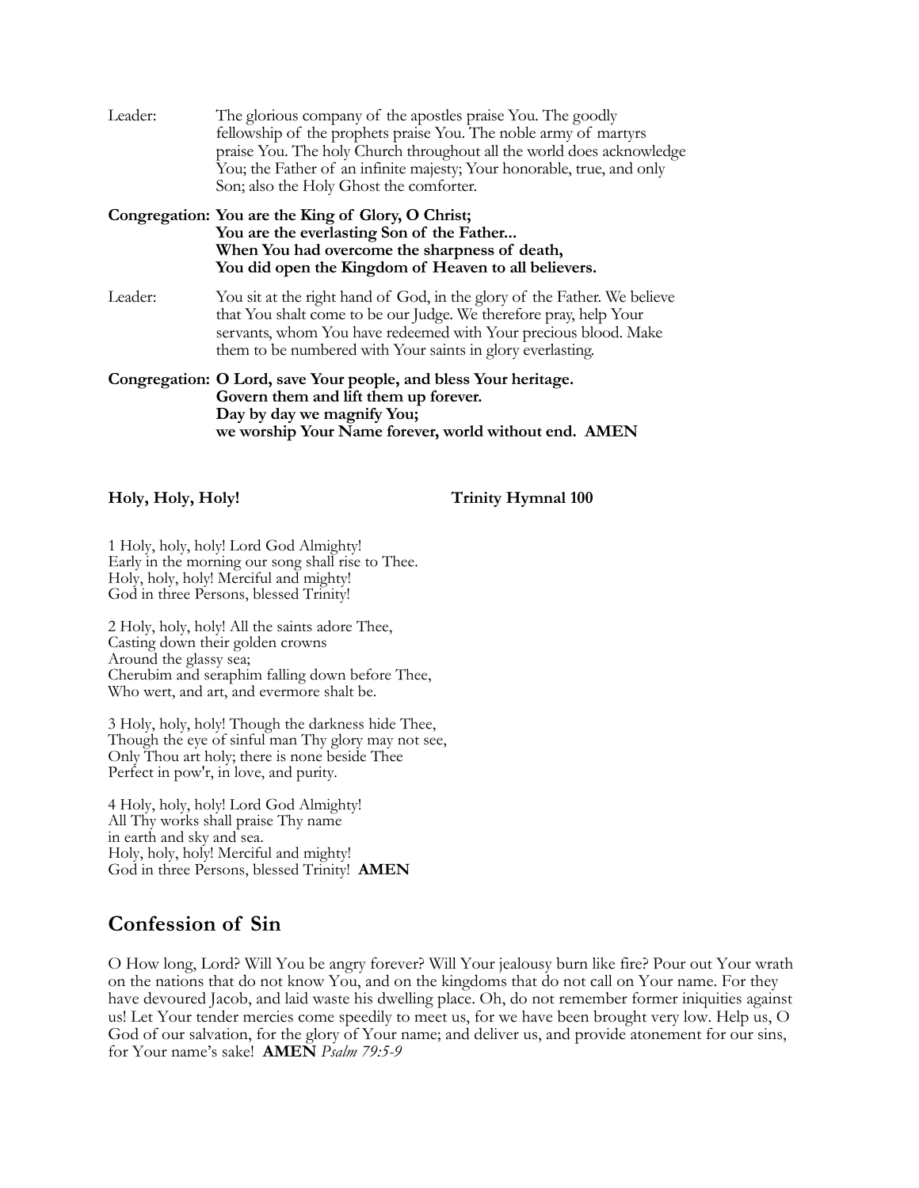Leader: The glorious company of the apostles praise You. The goodly fellowship of the prophets praise You. The noble army of martyrs praise You. The holy Church throughout all the world does acknowledge You; the Father of an infinite majesty; Your honorable, true, and only Son; also the Holy Ghost the comforter.

**Congregation: You are the King of Glory, O Christ;**
**You are the everlasting Son of the Father...**
**When You had overcome the sharpness of death,**
**You did open the Kingdom of Heaven to all believers.**

Leader: You sit at the right hand of God, in the glory of the Father. We believe that You shalt come to be our Judge. We therefore pray, help Your servants, whom You have redeemed with Your precious blood. Make them to be numbered with Your saints in glory everlasting.

**Congregation: O Lord, save Your people, and bless Your heritage.**
**Govern them and lift them up forever.**
**Day by day we magnify You;**
**we worship Your Name forever, world without end. AMEN**

**Holy, Holy, Holy!** **Trinity Hymnal 100**

1 Holy, holy, holy! Lord God Almighty!
Early in the morning our song shall rise to Thee.
Holy, holy, holy! Merciful and mighty!
God in three Persons, blessed Trinity!

2 Holy, holy, holy! All the saints adore Thee,
Casting down their golden crowns
Around the glassy sea;
Cherubim and seraphim falling down before Thee,
Who wert, and art, and evermore shalt be.

3 Holy, holy, holy! Though the darkness hide Thee,
Though the eye of sinful man Thy glory may not see,
Only Thou art holy; there is none beside Thee
Perfect in pow'r, in love, and purity.

4 Holy, holy, holy! Lord God Almighty!
All Thy works shall praise Thy name
in earth and sky and sea.
Holy, holy, holy! Merciful and mighty!
God in three Persons, blessed Trinity! **AMEN**

## Confession of Sin

O How long, Lord? Will You be angry forever? Will Your jealousy burn like fire? Pour out Your wrath on the nations that do not know You, and on the kingdoms that do not call on Your name. For they have devoured Jacob, and laid waste his dwelling place. Oh, do not remember former iniquities against us! Let Your tender mercies come speedily to meet us, for we have been brought very low. Help us, O God of our salvation, for the glory of Your name; and deliver us, and provide atonement for our sins, for Your name's sake! **AMEN** *Psalm 79:5-9*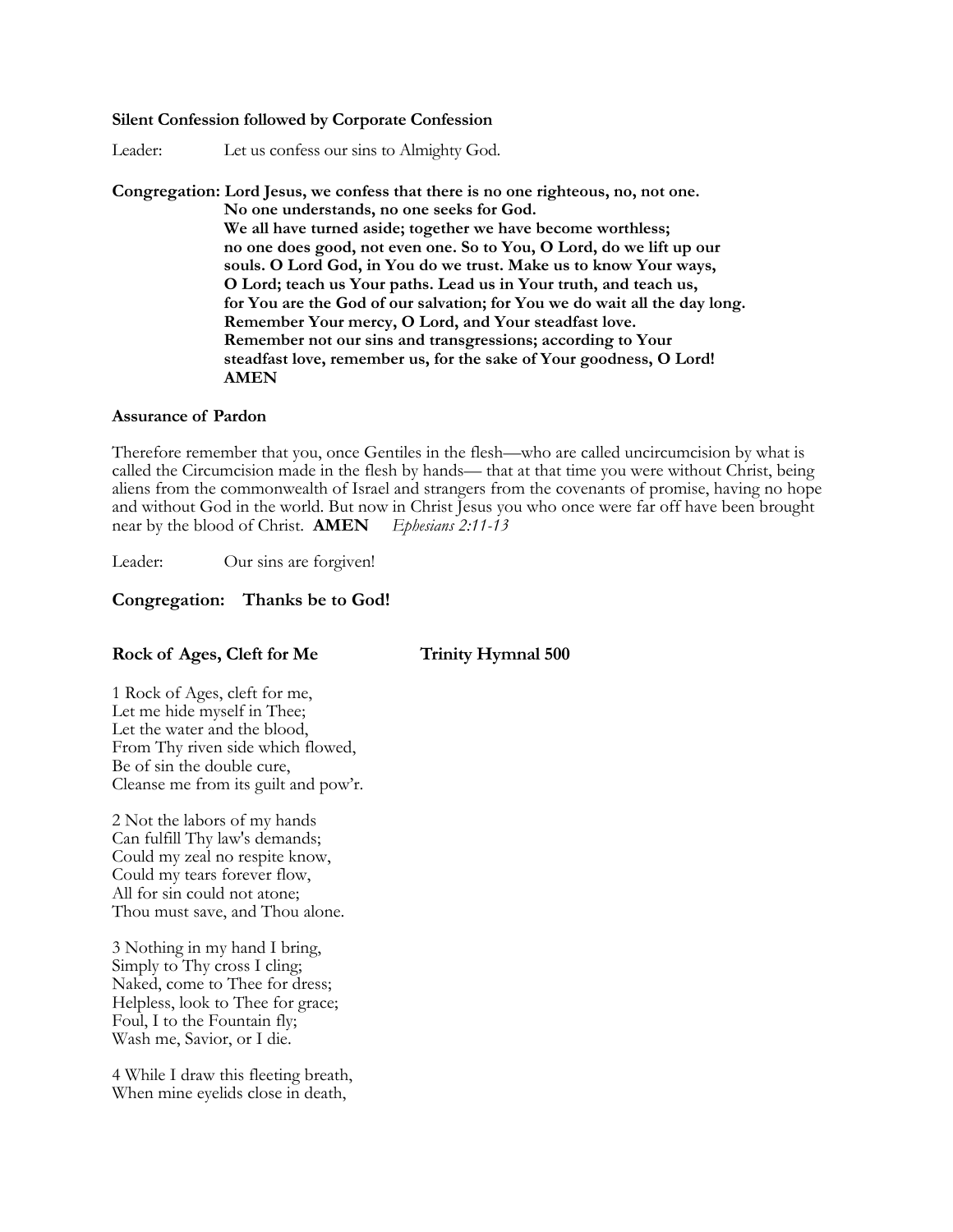**Silent Confession followed by Corporate Confession**

Leader: Let us confess our sins to Almighty God.

**Congregation: Lord Jesus, we confess that there is no one righteous, no, not one. No one understands, no one seeks for God. We all have turned aside; together we have become worthless; no one does good, not even one. So to You, O Lord, do we lift up our souls. O Lord God, in You do we trust. Make us to know Your ways, O Lord; teach us Your paths. Lead us in Your truth, and teach us, for You are the God of our salvation; for You we do wait all the day long. Remember Your mercy, O Lord, and Your steadfast love. Remember not our sins and transgressions; according to Your steadfast love, remember us, for the sake of Your goodness, O Lord! AMEN**

**Assurance of Pardon**

Therefore remember that you, once Gentiles in the flesh—who are called uncircumcision by what is called the Circumcision made in the flesh by hands— that at that time you were without Christ, being aliens from the commonwealth of Israel and strangers from the covenants of promise, having no hope and without God in the world. But now in Christ Jesus you who once were far off have been brought near by the blood of Christ. **AMEN** *Ephesians 2:11-13*

Leader: Our sins are forgiven!

**Congregation: Thanks be to God!**

**Rock of Ages, Cleft for Me** **Trinity Hymnal 500**

1 Rock of Ages, cleft for me,
Let me hide myself in Thee;
Let the water and the blood,
From Thy riven side which flowed,
Be of sin the double cure,
Cleanse me from its guilt and pow'r.

2 Not the labors of my hands
Can fulfill Thy law's demands;
Could my zeal no respite know,
Could my tears forever flow,
All for sin could not atone;
Thou must save, and Thou alone.

3 Nothing in my hand I bring,
Simply to Thy cross I cling;
Naked, come to Thee for dress;
Helpless, look to Thee for grace;
Foul, I to the Fountain fly;
Wash me, Savior, or I die.

4 While I draw this fleeting breath,
When mine eyelids close in death,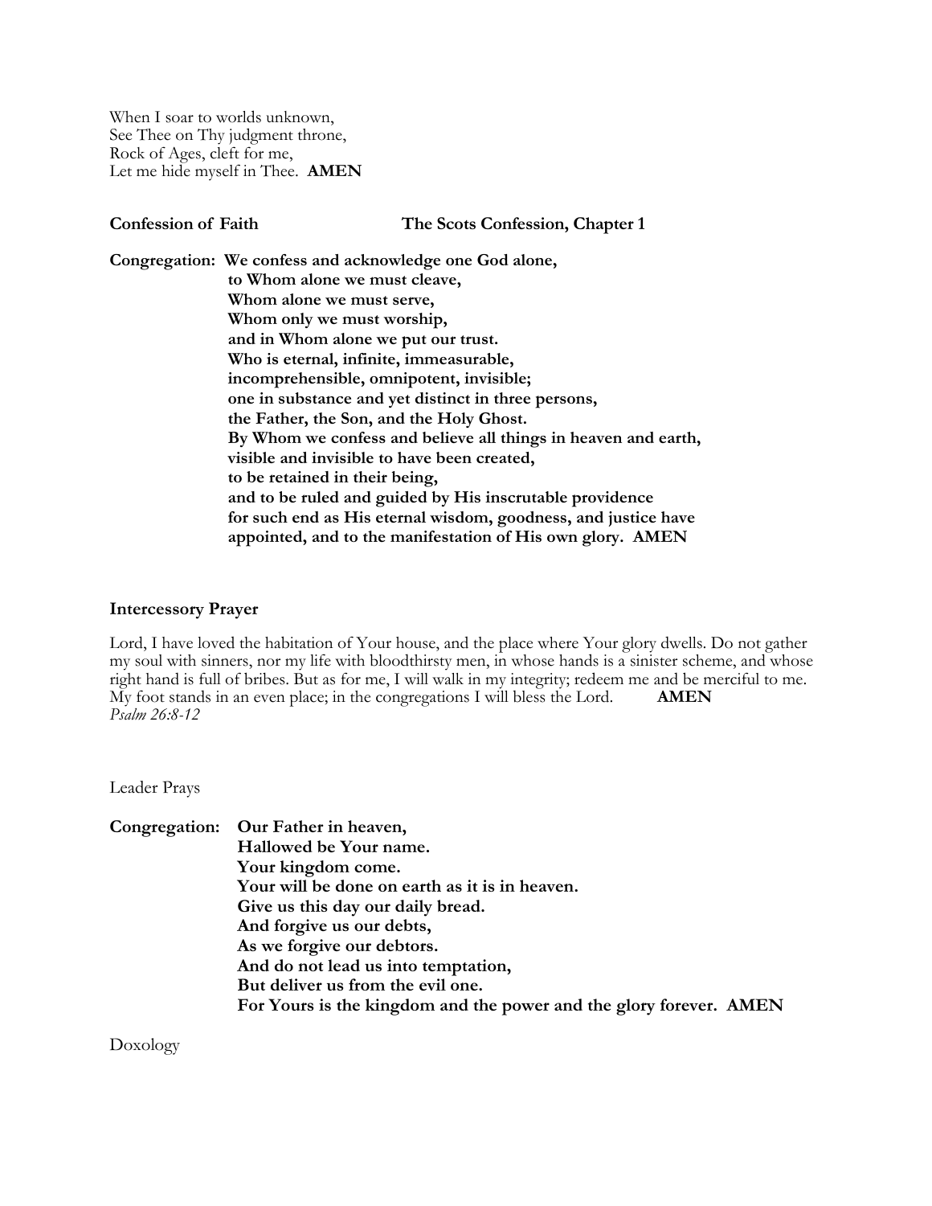When I soar to worlds unknown,
See Thee on Thy judgment throne,
Rock of Ages, cleft for me,
Let me hide myself in Thee. **AMEN**

**Confession of Faith** **The Scots Confession, Chapter 1**

**Congregation: We confess and acknowledge one God alone,**
**to Whom alone we must cleave,**
**Whom alone we must serve,**
**Whom only we must worship,**
**and in Whom alone we put our trust.**
**Who is eternal, infinite, immeasurable,**
**incomprehensible, omnipotent, invisible;**
**one in substance and yet distinct in three persons,**
**the Father, the Son, and the Holy Ghost.**
**By Whom we confess and believe all things in heaven and earth,**
**visible and invisible to have been created,**
**to be retained in their being,**
**and to be ruled and guided by His inscrutable providence**
**for such end as His eternal wisdom, goodness, and justice have**
**appointed, and to the manifestation of His own glory. AMEN**

**Intercessory Prayer**

Lord, I have loved the habitation of Your house, and the place where Your glory dwells. Do not gather my soul with sinners, nor my life with bloodthirsty men, in whose hands is a sinister scheme, and whose right hand is full of bribes. But as for me, I will walk in my integrity; redeem me and be merciful to me. My foot stands in an even place; in the congregations I will bless the Lord. **AMEN**
*Psalm 26:8-12*

Leader Prays

**Congregation: Our Father in heaven,**
**Hallowed be Your name.**
**Your kingdom come.**
**Your will be done on earth as it is in heaven.**
**Give us this day our daily bread.**
**And forgive us our debts,**
**As we forgive our debtors.**
**And do not lead us into temptation,**
**But deliver us from the evil one.**
**For Yours is the kingdom and the power and the glory forever. AMEN**

Doxology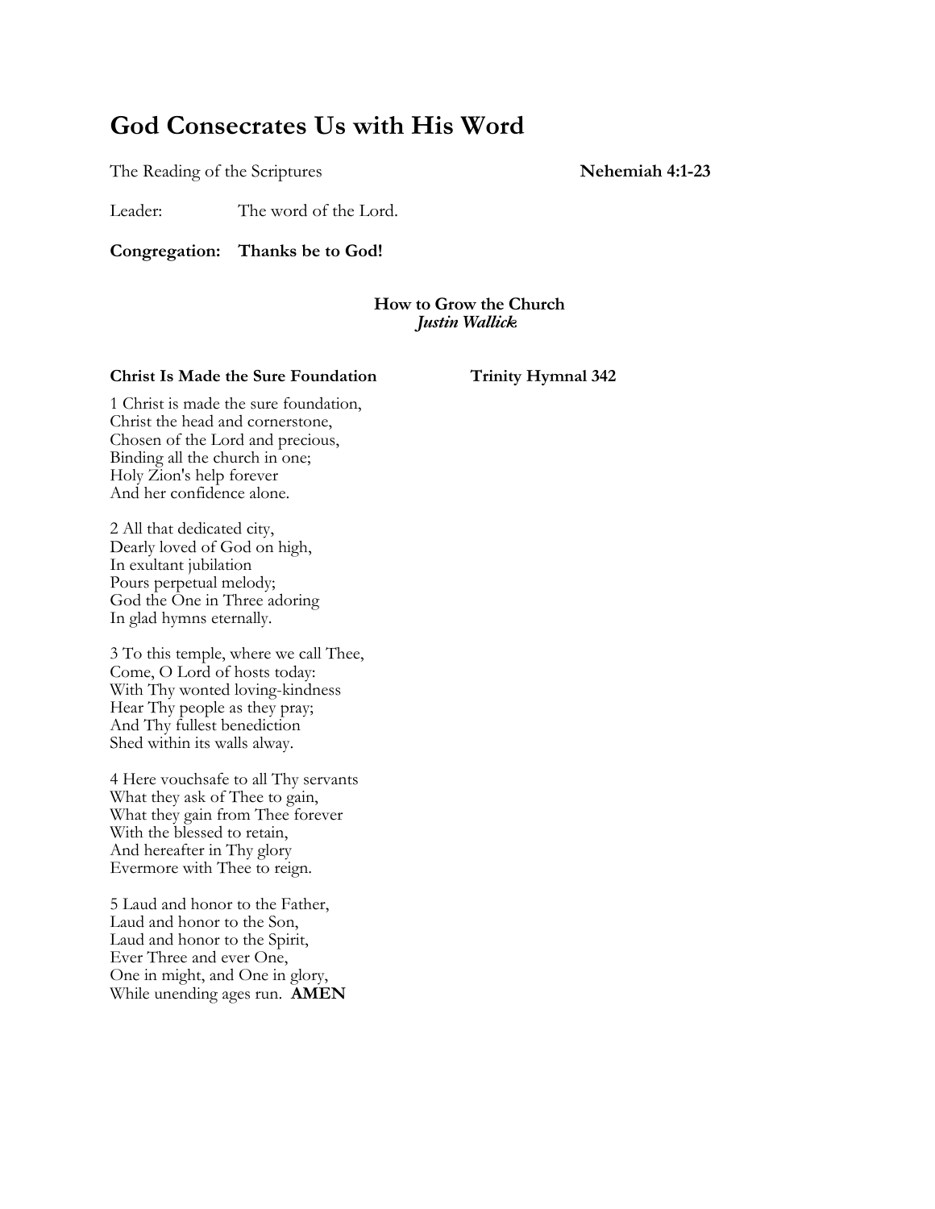# God Consecrates Us with His Word

The Reading of the Scriptures **Nehemiah 4:1-23**

Leader: The word of the Lord.

**Congregation: Thanks be to God!**

**How to Grow the Church**
***Justin Wallick***

**Christ Is Made the Sure Foundation** **Trinity Hymnal 342**

1 Christ is made the sure foundation,
Christ the head and cornerstone,
Chosen of the Lord and precious,
Binding all the church in one;
Holy Zion's help forever
And her confidence alone.

2 All that dedicated city,
Dearly loved of God on high,
In exultant jubilation
Pours perpetual melody;
God the One in Three adoring
In glad hymns eternally.

3 To this temple, where we call Thee,
Come, O Lord of hosts today:
With Thy wonted loving-kindness
Hear Thy people as they pray;
And Thy fullest benediction
Shed within its walls alway.

4 Here vouchsafe to all Thy servants
What they ask of Thee to gain,
What they gain from Thee forever
With the blessed to retain,
And hereafter in Thy glory
Evermore with Thee to reign.

5 Laud and honor to the Father,
Laud and honor to the Son,
Laud and honor to the Spirit,
Ever Three and ever One,
One in might, and One in glory,
While unending ages run. **AMEN**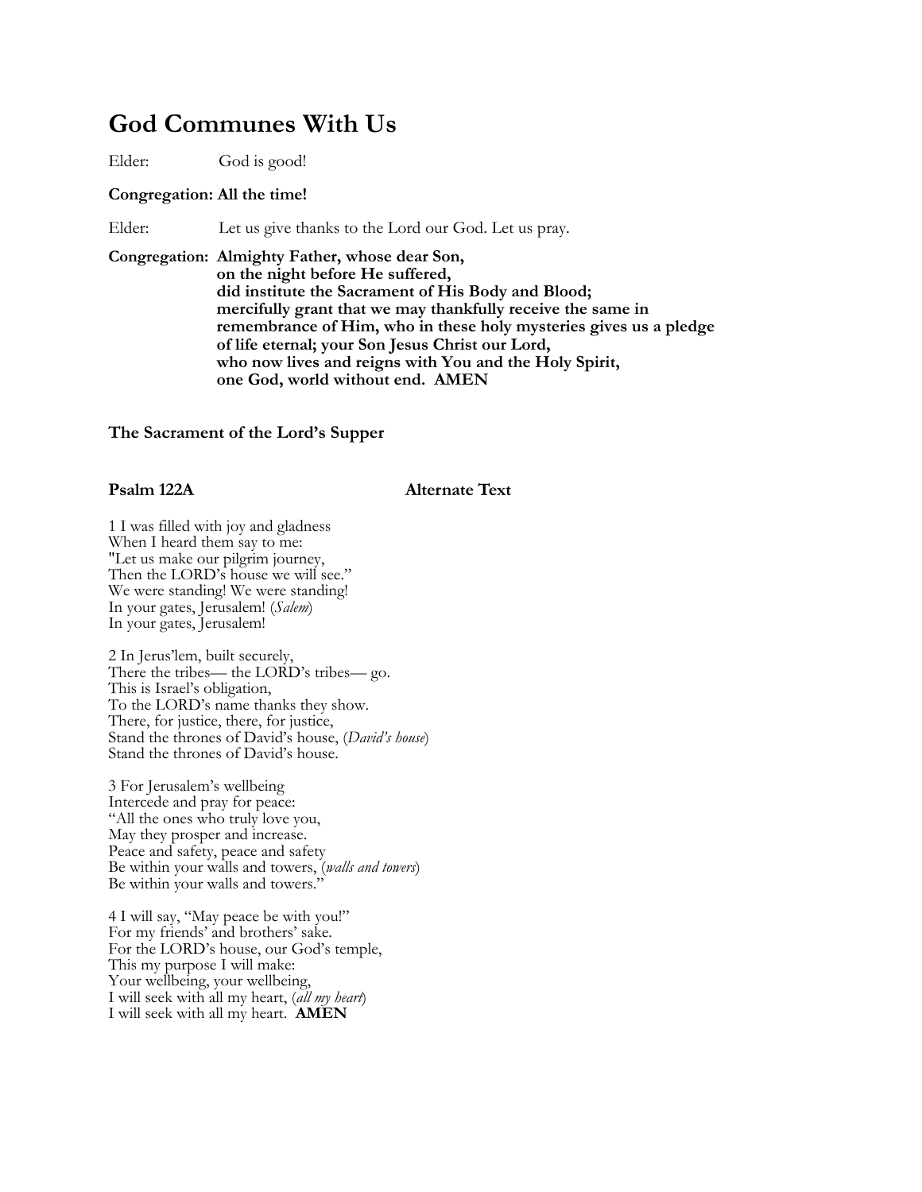# God Communes With Us

Elder: God is good!

**Congregation: All the time!**

Elder: Let us give thanks to the Lord our God. Let us pray.

**Congregation: Almighty Father, whose dear Son,**
**on the night before He suffered,**
**did institute the Sacrament of His Body and Blood;**
**mercifully grant that we may thankfully receive the same in remembrance of Him, who in these holy mysteries gives us a pledge of life eternal; your Son Jesus Christ our Lord,**
**who now lives and reigns with You and the Holy Spirit,**
**one God, world without end. AMEN**

### The Sacrament of the Lord's Supper

**Psalm 122A** **Alternate Text**

1 I was filled with joy and gladness
When I heard them say to me:
"Let us make our pilgrim journey,
Then the LORD's house we will see."
We were standing! We were standing!
In your gates, Jerusalem! (*Salem*)
In your gates, Jerusalem!

2 In Jerus'lem, built securely,
There the tribes— the LORD's tribes— go.
This is Israel's obligation,
To the LORD's name thanks they show.
There, for justice, there, for justice,
Stand the thrones of David's house, (*David's house*)
Stand the thrones of David's house.

3 For Jerusalem's wellbeing
Intercede and pray for peace:
"All the ones who truly love you,
May they prosper and increase.
Peace and safety, peace and safety
Be within your walls and towers, (*walls and towers*)
Be within your walls and towers."

4 I will say, "May peace be with you!"
For my friends' and brothers' sake.
For the LORD's house, our God's temple,
This my purpose I will make:
Your wellbeing, your wellbeing,
I will seek with all my heart, (*all my heart*)
I will seek with all my heart. **AMEN**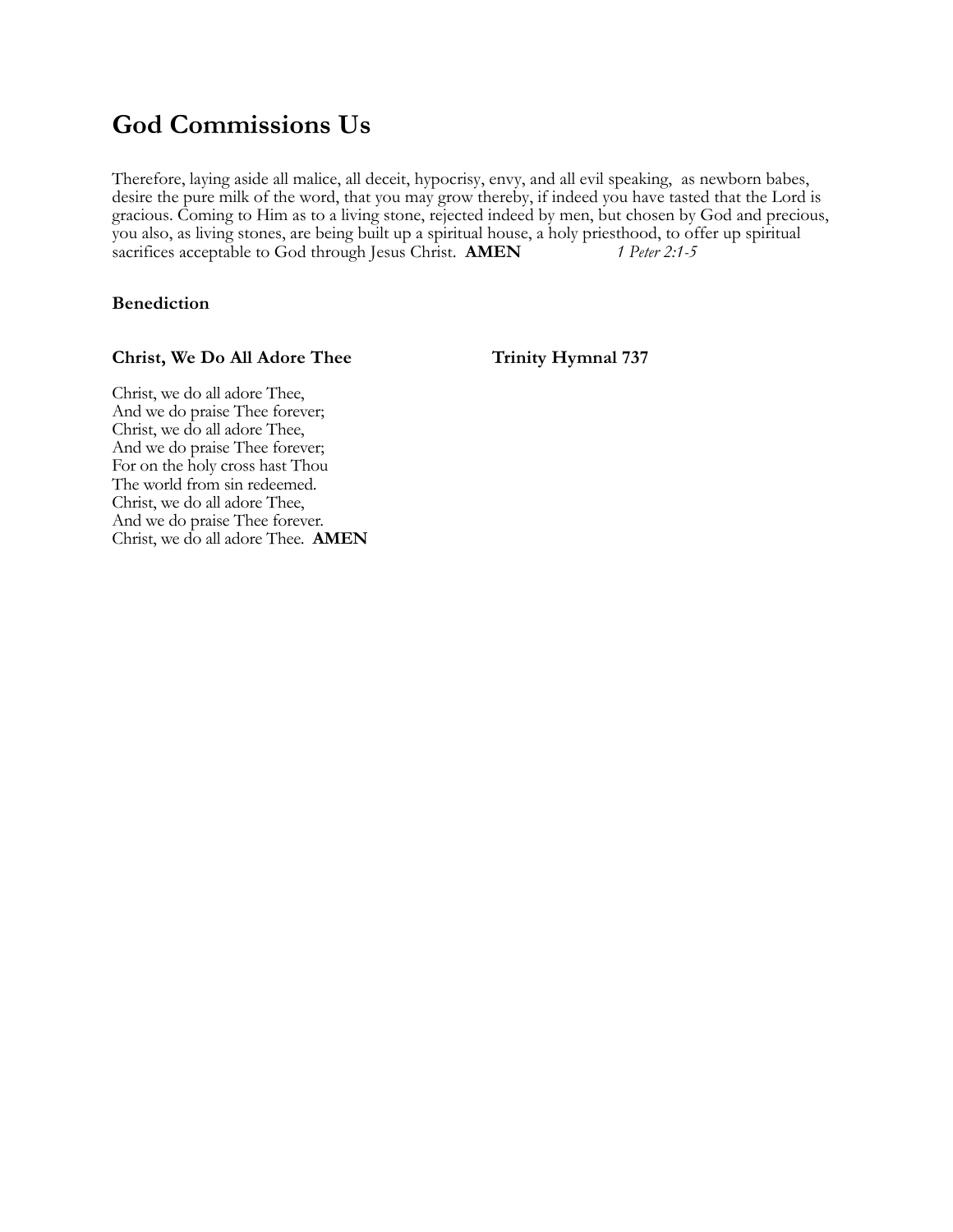## God Commissions Us

Therefore, laying aside all malice, all deceit, hypocrisy, envy, and all evil speaking, as newborn babes, desire the pure milk of the word, that you may grow thereby, if indeed you have tasted that the Lord is gracious. Coming to Him as to a living stone, rejected indeed by men, but chosen by God and precious, you also, as living stones, are being built up a spiritual house, a holy priesthood, to offer up spiritual sacrifices acceptable to God through Jesus Christ. **AMEN** *1 Peter 2:1-5*

**Benediction**

**Christ, We Do All Adore Thee** **Trinity Hymnal 737**

Christ, we do all adore Thee,
And we do praise Thee forever;
Christ, we do all adore Thee,
And we do praise Thee forever;
For on the holy cross hast Thou
The world from sin redeemed.
Christ, we do all adore Thee,
And we do praise Thee forever.
Christ, we do all adore Thee. **AMEN**